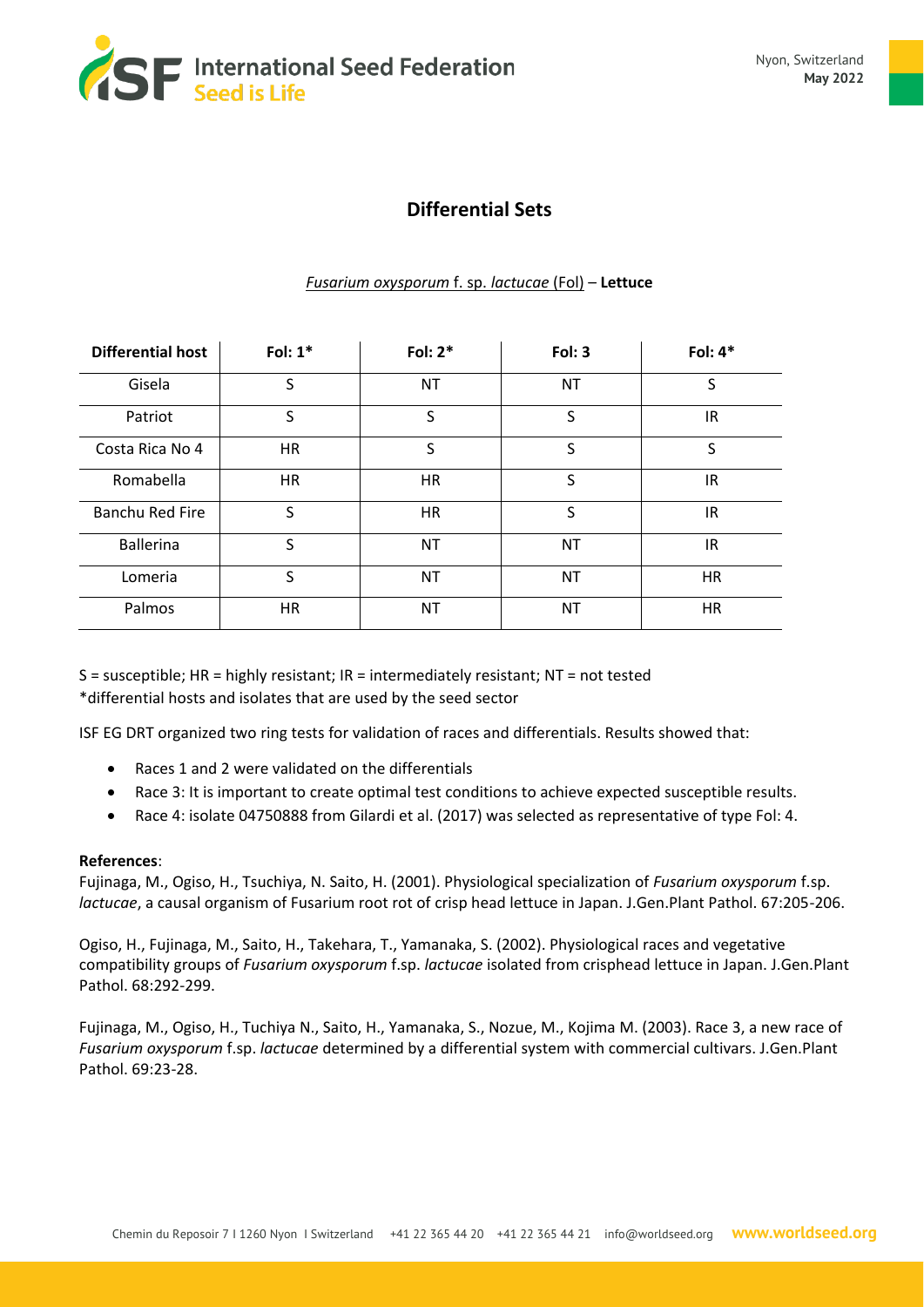# Differential Sets

*Fusarium oxysporum* f. sp. *lactucae* (Fol) – **Lettuce**

| Differential host | Fol: 1* | Fol: 2* | Fol: 3 | Fol: 4* |
|---|---|---|---|---|
| Gisela | S | NT | NT | S |
| Patriot | S | S | S | IR |
| Costa Rica No 4 | HR | S | S | S |
| Romabella | HR | HR | S | IR |
| Banchu Red Fire | S | HR | S | IR |
| Ballerina | S | NT | NT | IR |
| Lomeria | S | NT | NT | HR |
| Palmos | HR | NT | NT | HR |

S = susceptible; HR = highly resistant; IR = intermediately resistant; NT = not tested
*differential hosts and isolates that are used by the seed sector

ISF EG DRT organized two ring tests for validation of races and differentials. Results showed that:

- Races 1 and 2 were validated on the differentials
- Race 3: It is important to create optimal test conditions to achieve expected susceptible results.
- Race 4: isolate 04750888 from Gilardi et al. (2017) was selected as representative of type Fol: 4.

**References**:

Fujinaga, M., Ogiso, H., Tsuchiya, N. Saito, H. (2001). Physiological specialization of *Fusarium oxysporum* f.sp. *lactucae*, a causal organism of Fusarium root rot of crisp head lettuce in Japan. J.Gen.Plant Pathol. 67:205-206.

Ogiso, H., Fujinaga, M., Saito, H., Takehara, T., Yamanaka, S. (2002). Physiological races and vegetative compatibility groups of *Fusarium oxysporum* f.sp. *lactucae* isolated from crisphead lettuce in Japan. J.Gen.Plant Pathol. 68:292-299.

Fujinaga, M., Ogiso, H., Tuchiya N., Saito, H., Yamanaka, S., Nozue, M., Kojima M. (2003). Race 3, a new race of *Fusarium oxysporum* f.sp. *lactucae* determined by a differential system with commercial cultivars. J.Gen.Plant Pathol. 69:23-28.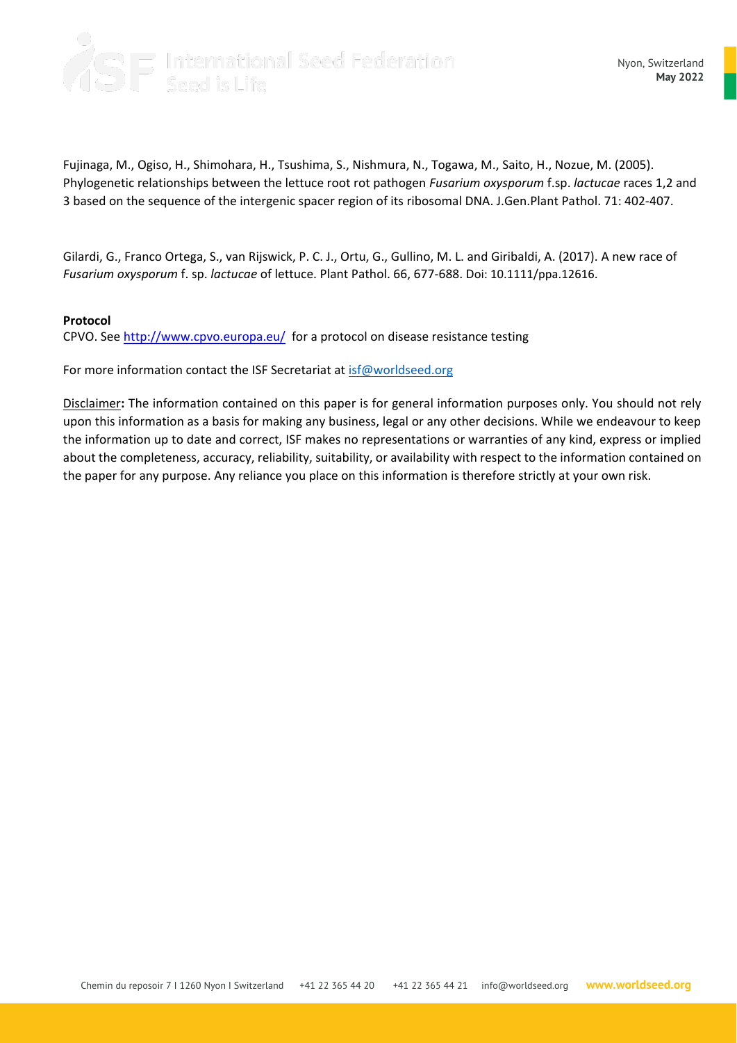Fujinaga, M., Ogiso, H., Shimohara, H., Tsushima, S., Nishmura, N., Togawa, M., Saito, H., Nozue, M. (2005). Phylogenetic relationships between the lettuce root rot pathogen *Fusarium oxysporum* f.sp. *lactucae* races 1,2 and 3 based on the sequence of the intergenic spacer region of its ribosomal DNA. J.Gen.Plant Pathol. 71: 402-407.

Gilardi, G., Franco Ortega, S., van Rijswick, P. C. J., Ortu, G., Gullino, M. L. and Giribaldi, A. (2017). A new race of *Fusarium oxysporum* f. sp. *lactucae* of lettuce. Plant Pathol. 66, 677-688. Doi: 10.1111/ppa.12616.

**Protocol**

CPVO. See [http://www.cpvo.europa.eu/](http://www.cpvo.europa.eu/) for a protocol on disease resistance testing

For more information contact the ISF Secretariat at [isf@worldseed.org](mailto:isf@worldseed.org)

Disclaimer**:** The information contained on this paper is for general information purposes only. You should not rely upon this information as a basis for making any business, legal or any other decisions. While we endeavour to keep the information up to date and correct, ISF makes no representations or warranties of any kind, express or implied about the completeness, accuracy, reliability, suitability, or availability with respect to the information contained on the paper for any purpose. Any reliance you place on this information is therefore strictly at your own risk.